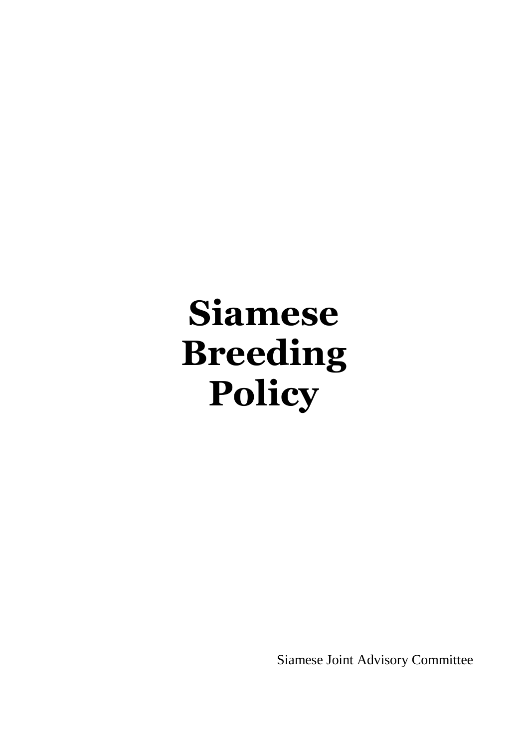# Siamese Breeding Policy

Siamese Joint Advisory Committee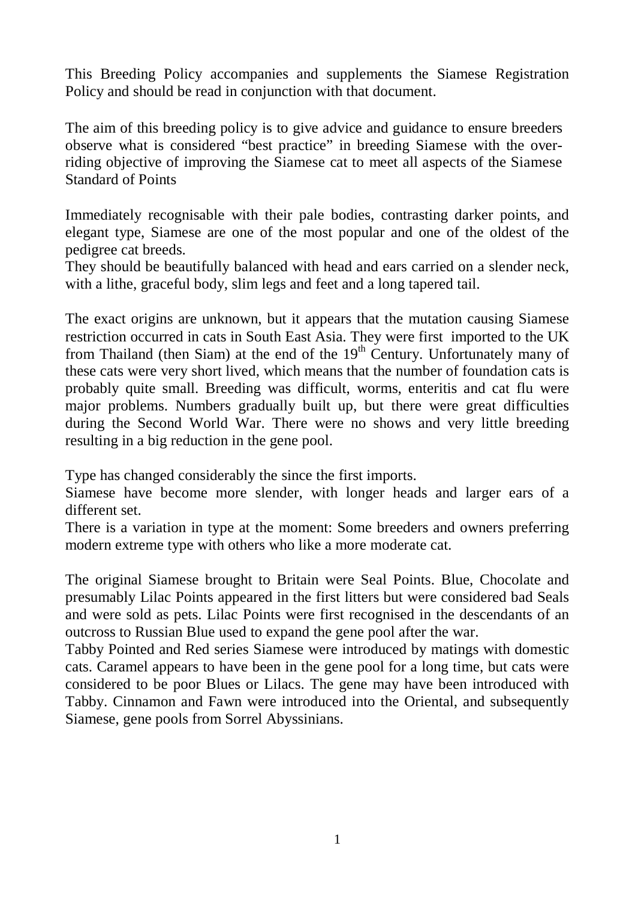This Breeding Policy accompanies and supplements the Siamese Registration Policy and should be read in conjunction with that document.

The aim of this breeding policy is to give advice and guidance to ensure breeders observe what is considered "best practice" in breeding Siamese with the over-riding objective of improving the Siamese cat to meet all aspects of the Siamese Standard of Points

Immediately recognisable with their pale bodies, contrasting darker points, and elegant type, Siamese are one of the most popular and one of the oldest of the pedigree cat breeds.
They should be beautifully balanced with head and ears carried on a slender neck, with a lithe, graceful body, slim legs and feet and a long tapered tail.

The exact origins are unknown, but it appears that the mutation causing Siamese restriction occurred in cats in South East Asia. They were first imported to the UK from Thailand (then Siam) at the end of the 19th Century. Unfortunately many of these cats were very short lived, which means that the number of foundation cats is probably quite small. Breeding was difficult, worms, enteritis and cat flu were major problems. Numbers gradually built up, but there were great difficulties during the Second World War. There were no shows and very little breeding resulting in a big reduction in the gene pool.

Type has changed considerably the since the first imports.
Siamese have become more slender, with longer heads and larger ears of a different set.
There is a variation in type at the moment: Some breeders and owners preferring modern extreme type with others who like a more moderate cat.

The original Siamese brought to Britain were Seal Points. Blue, Chocolate and presumably Lilac Points appeared in the first litters but were considered bad Seals and were sold as pets. Lilac Points were first recognised in the descendants of an outcross to Russian Blue used to expand the gene pool after the war.
Tabby Pointed and Red series Siamese were introduced by matings with domestic cats. Caramel appears to have been in the gene pool for a long time, but cats were considered to be poor Blues or Lilacs. The gene may have been introduced with Tabby. Cinnamon and Fawn were introduced into the Oriental, and subsequently Siamese, gene pools from Sorrel Abyssinians.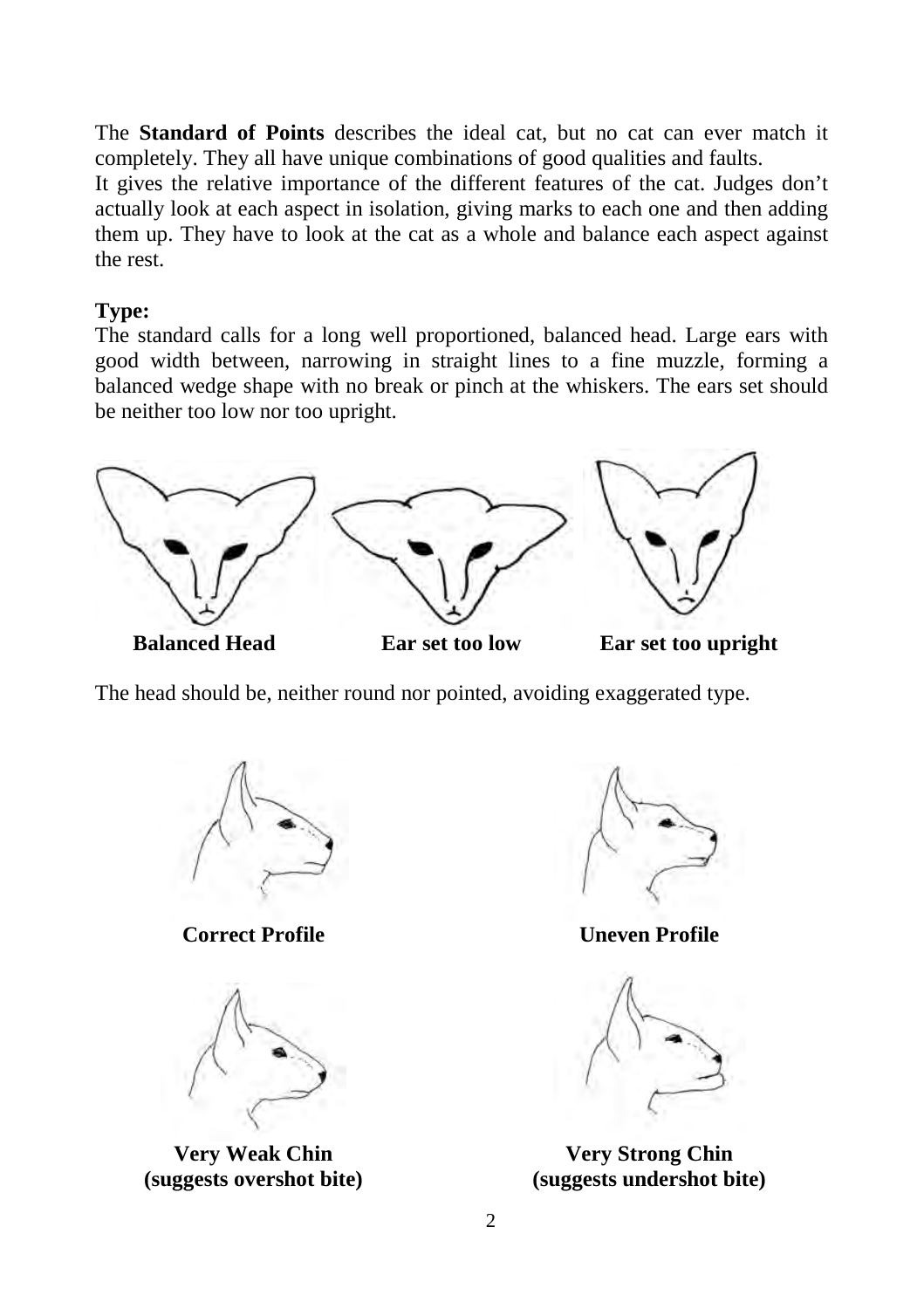The **Standard of Points** describes the ideal cat, but no cat can ever match it completely. They all have unique combinations of good qualities and faults.

It gives the relative importance of the different features of the cat. Judges don't actually look at each aspect in isolation, giving marks to each one and then adding them up. They have to look at the cat as a whole and balance each aspect against the rest.

**Type:**

The standard calls for a long well proportioned, balanced head. Large ears with good width between, narrowing in straight lines to a fine muzzle, forming a balanced wedge shape with no break or pinch at the whiskers. The ears set should be neither too low nor too upright.

**Balanced Head** **Ear set too low** **Ear set too upright**

The head should be, neither round nor pointed, avoiding exaggerated type.

**Correct Profile** **Uneven Profile**

**Very Weak Chin (suggests overshot bite)**

**Very Strong Chin (suggests undershot bite)**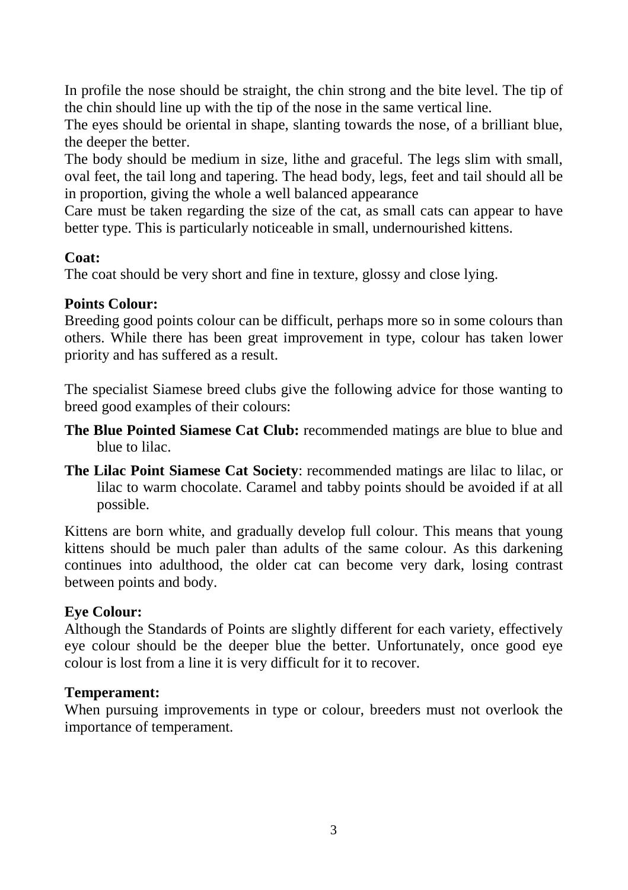In profile the nose should be straight, the chin strong and the bite level. The tip of the chin should line up with the tip of the nose in the same vertical line.
The eyes should be oriental in shape, slanting towards the nose, of a brilliant blue, the deeper the better.
The body should be medium in size, lithe and graceful. The legs slim with small, oval feet, the tail long and tapering. The head body, legs, feet and tail should all be in proportion, giving the whole a well balanced appearance
Care must be taken regarding the size of the cat, as small cats can appear to have better type. This is particularly noticeable in small, undernourished kittens.

**Coat:**
The coat should be very short and fine in texture, glossy and close lying.

**Points Colour:**
Breeding good points colour can be difficult, perhaps more so in some colours than others. While there has been great improvement in type, colour has taken lower priority and has suffered as a result.

The specialist Siamese breed clubs give the following advice for those wanting to breed good examples of their colours:

**The Blue Pointed Siamese Cat Club:** recommended matings are blue to blue and blue to lilac.

**The Lilac Point Siamese Cat Society**: recommended matings are lilac to lilac, or lilac to warm chocolate. Caramel and tabby points should be avoided if at all possible.

Kittens are born white, and gradually develop full colour. This means that young kittens should be much paler than adults of the same colour. As this darkening continues into adulthood, the older cat can become very dark, losing contrast between points and body.

**Eye Colour:**
Although the Standards of Points are slightly different for each variety, effectively eye colour should be the deeper blue the better. Unfortunately, once good eye colour is lost from a line it is very difficult for it to recover.

**Temperament:**
When pursuing improvements in type or colour, breeders must not overlook the importance of temperament.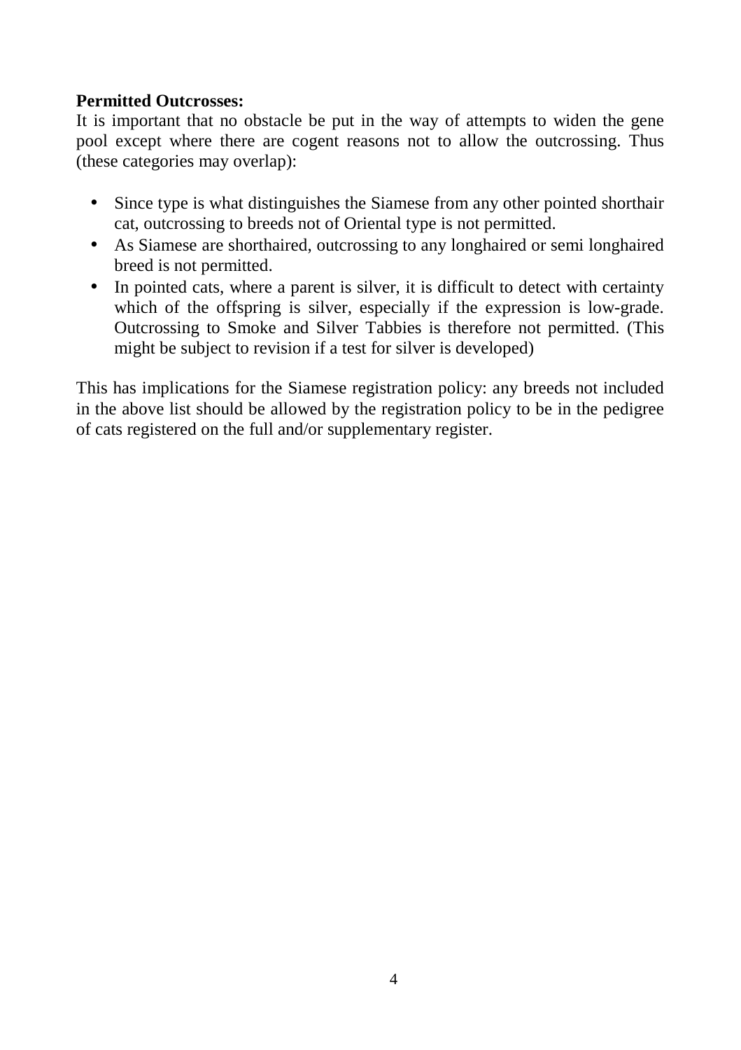**Permitted Outcrosses:**
It is important that no obstacle be put in the way of attempts to widen the gene pool except where there are cogent reasons not to allow the outcrossing. Thus (these categories may overlap):

- Since type is what distinguishes the Siamese from any other pointed shorthair cat, outcrossing to breeds not of Oriental type is not permitted.
- As Siamese are shorthaired, outcrossing to any longhaired or semi longhaired breed is not permitted.
- In pointed cats, where a parent is silver, it is difficult to detect with certainty which of the offspring is silver, especially if the expression is low-grade. Outcrossing to Smoke and Silver Tabbies is therefore not permitted. (This might be subject to revision if a test for silver is developed)

This has implications for the Siamese registration policy: any breeds not included in the above list should be allowed by the registration policy to be in the pedigree of cats registered on the full and/or supplementary register.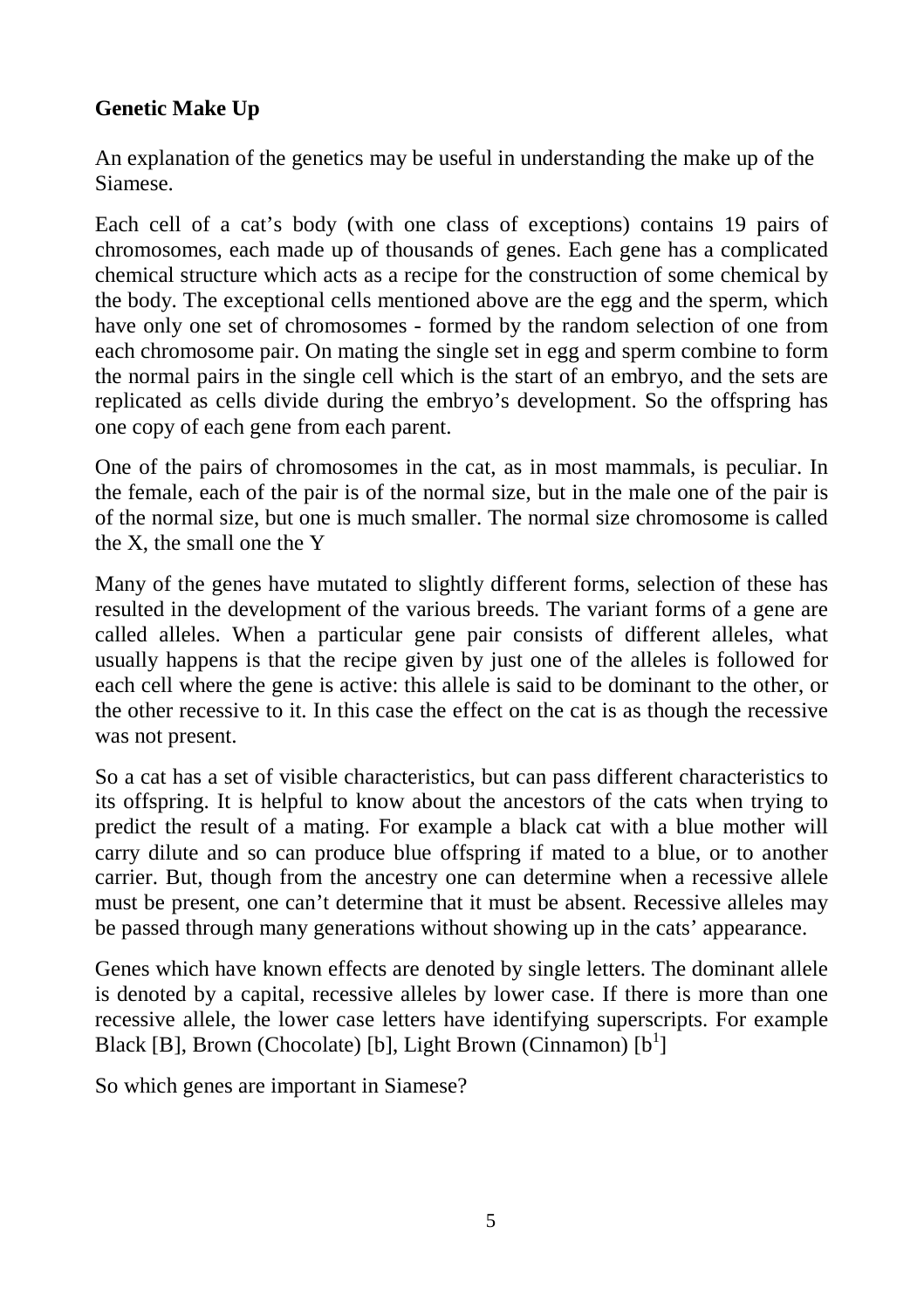**Genetic Make Up**

An explanation of the genetics may be useful in understanding the make up of the Siamese.

Each cell of a cat's body (with one class of exceptions) contains 19 pairs of chromosomes, each made up of thousands of genes. Each gene has a complicated chemical structure which acts as a recipe for the construction of some chemical by the body. The exceptional cells mentioned above are the egg and the sperm, which have only one set of chromosomes - formed by the random selection of one from each chromosome pair. On mating the single set in egg and sperm combine to form the normal pairs in the single cell which is the start of an embryo, and the sets are replicated as cells divide during the embryo's development. So the offspring has one copy of each gene from each parent.

One of the pairs of chromosomes in the cat, as in most mammals, is peculiar. In the female, each of the pair is of the normal size, but in the male one of the pair is of the normal size, but one is much smaller. The normal size chromosome is called the X, the small one the Y

Many of the genes have mutated to slightly different forms, selection of these has resulted in the development of the various breeds. The variant forms of a gene are called alleles. When a particular gene pair consists of different alleles, what usually happens is that the recipe given by just one of the alleles is followed for each cell where the gene is active: this allele is said to be dominant to the other, or the other recessive to it. In this case the effect on the cat is as though the recessive was not present.

So a cat has a set of visible characteristics, but can pass different characteristics to its offspring. It is helpful to know about the ancestors of the cats when trying to predict the result of a mating. For example a black cat with a blue mother will carry dilute and so can produce blue offspring if mated to a blue, or to another carrier. But, though from the ancestry one can determine when a recessive allele must be present, one can't determine that it must be absent. Recessive alleles may be passed through many generations without showing up in the cats' appearance.

Genes which have known effects are denoted by single letters. The dominant allele is denoted by a capital, recessive alleles by lower case. If there is more than one recessive allele, the lower case letters have identifying superscripts. For example Black [B], Brown (Chocolate) [b], Light Brown (Cinnamon) [$b^1$]

So which genes are important in Siamese?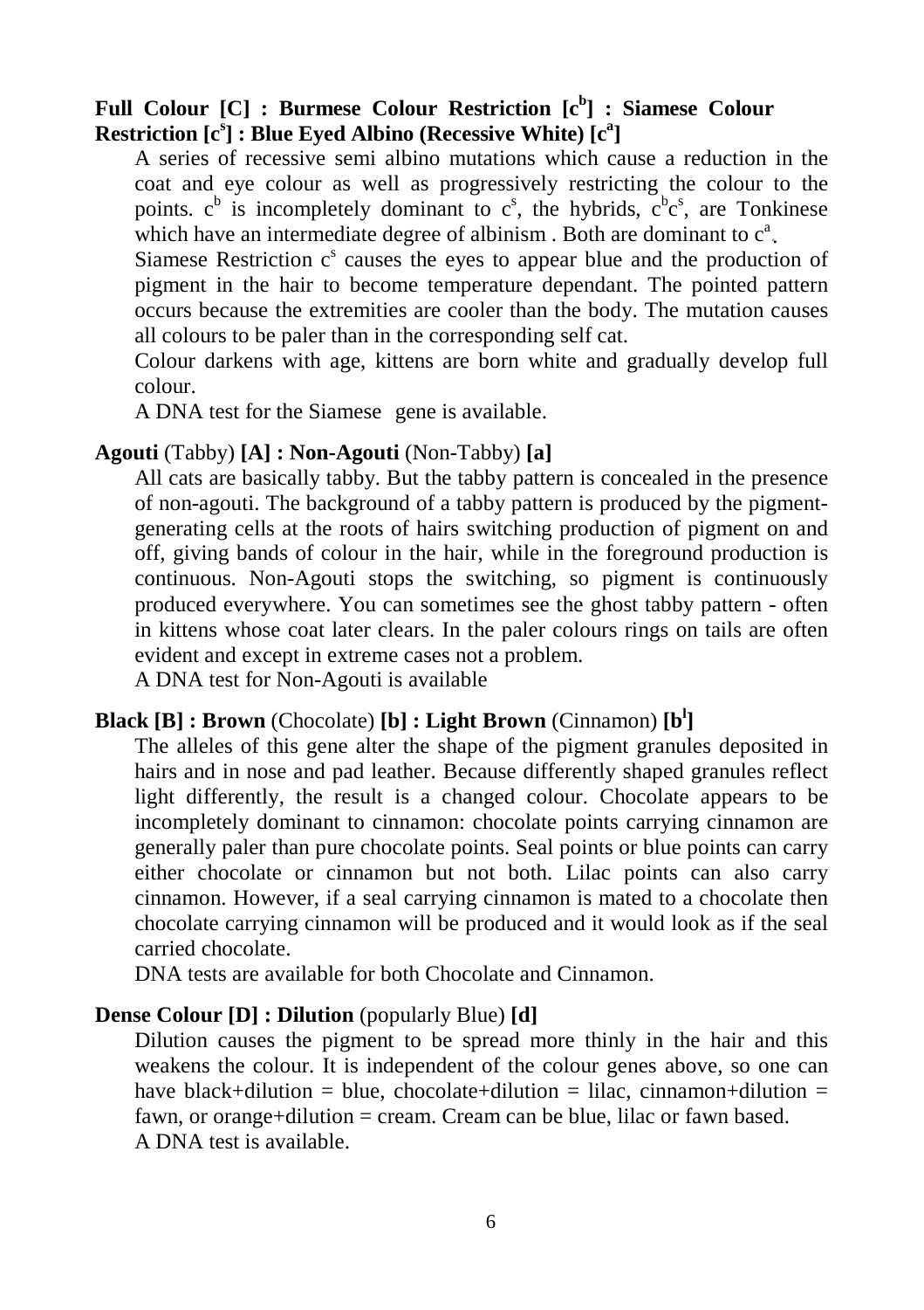**Full Colour [C] : Burmese Colour Restriction [$c^b$] : Siamese Colour Restriction [$c^s$] : Blue Eyed Albino (Recessive White) [$c^a$]**

A series of recessive semi albino mutations which cause a reduction in the coat and eye colour as well as progressively restricting the colour to the points. $c^b$ is incompletely dominant to $c^s$, the hybrids, $c^bc^s$, are Tonkinese which have an intermediate degree of albinism . Both are dominant to $c^a$.

Siamese Restriction $c^s$ causes the eyes to appear blue and the production of pigment in the hair to become temperature dependant. The pointed pattern occurs because the extremities are cooler than the body. The mutation causes all colours to be paler than in the corresponding self cat.

Colour darkens with age, kittens are born white and gradually develop full colour.

A DNA test for the Siamese gene is available.

**Agouti** (Tabby) **[A] : Non-Agouti** (Non-Tabby) **[a]**

All cats are basically tabby. But the tabby pattern is concealed in the presence of non-agouti. The background of a tabby pattern is produced by the pigment-generating cells at the roots of hairs switching production of pigment on and off, giving bands of colour in the hair, while in the foreground production is continuous. Non-Agouti stops the switching, so pigment is continuously produced everywhere. You can sometimes see the ghost tabby pattern - often in kittens whose coat later clears. In the paler colours rings on tails are often evident and except in extreme cases not a problem.

A DNA test for Non-Agouti is available

**Black [B] : Brown** (Chocolate) **[b] : Light Brown** (Cinnamon) **[$b^l$]**

The alleles of this gene alter the shape of the pigment granules deposited in hairs and in nose and pad leather. Because differently shaped granules reflect light differently, the result is a changed colour. Chocolate appears to be incompletely dominant to cinnamon: chocolate points carrying cinnamon are generally paler than pure chocolate points. Seal points or blue points can carry either chocolate or cinnamon but not both. Lilac points can also carry cinnamon. However, if a seal carrying cinnamon is mated to a chocolate then chocolate carrying cinnamon will be produced and it would look as if the seal carried chocolate.

DNA tests are available for both Chocolate and Cinnamon.

**Dense Colour [D] : Dilution** (popularly Blue) **[d]**

Dilution causes the pigment to be spread more thinly in the hair and this weakens the colour. It is independent of the colour genes above, so one can have black+dilution = blue, chocolate+dilution = lilac, cinnamon+dilution = fawn, or orange+dilution = cream. Cream can be blue, lilac or fawn based.

A DNA test is available.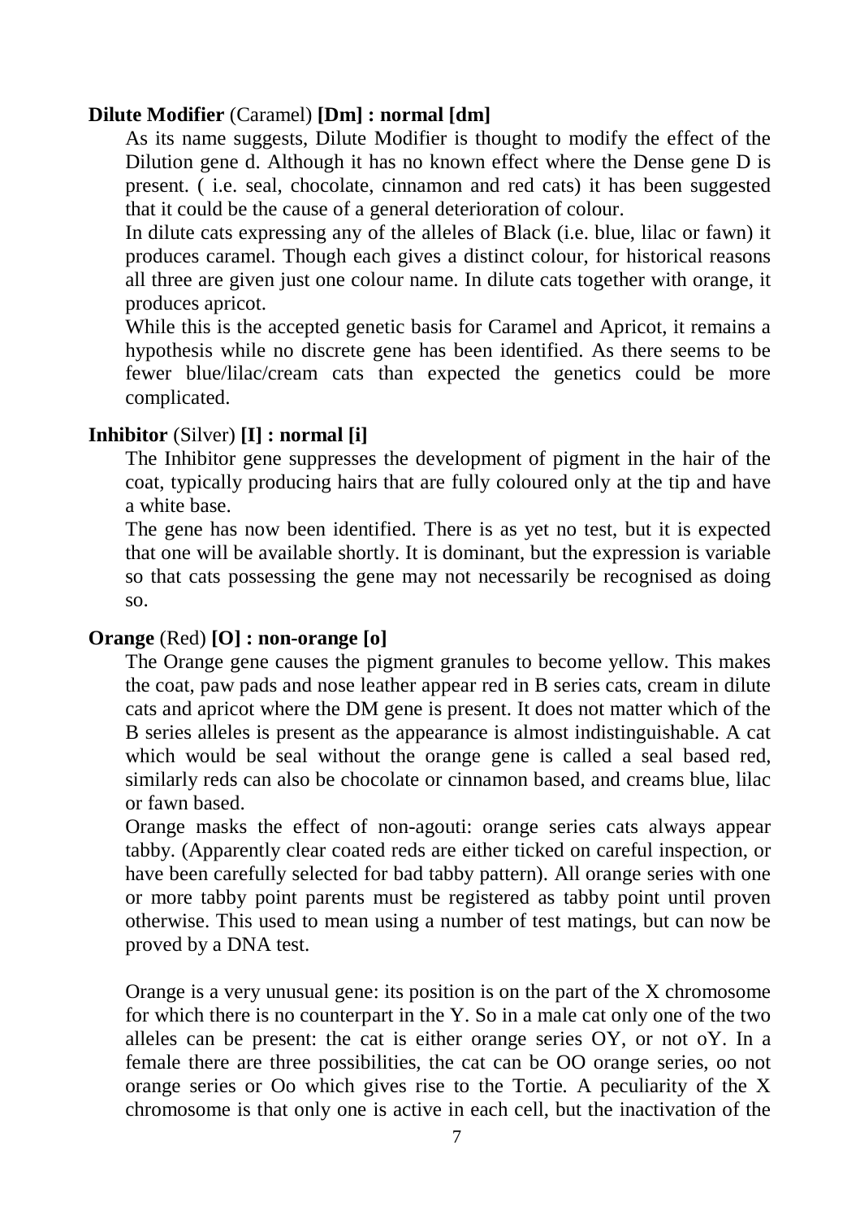**Dilute Modifier** (Caramel) **[Dm] : normal [dm]**

As its name suggests, Dilute Modifier is thought to modify the effect of the Dilution gene d. Although it has no known effect where the Dense gene D is present. ( i.e. seal, chocolate, cinnamon and red cats) it has been suggested that it could be the cause of a general deterioration of colour.

In dilute cats expressing any of the alleles of Black (i.e. blue, lilac or fawn) it produces caramel. Though each gives a distinct colour, for historical reasons all three are given just one colour name. In dilute cats together with orange, it produces apricot.

While this is the accepted genetic basis for Caramel and Apricot, it remains a hypothesis while no discrete gene has been identified. As there seems to be fewer blue/lilac/cream cats than expected the genetics could be more complicated.

**Inhibitor** (Silver) **[I] : normal [i]**

The Inhibitor gene suppresses the development of pigment in the hair of the coat, typically producing hairs that are fully coloured only at the tip and have a white base.

The gene has now been identified. There is as yet no test, but it is expected that one will be available shortly. It is dominant, but the expression is variable so that cats possessing the gene may not necessarily be recognised as doing so.

**Orange** (Red) **[O] : non-orange [o]**

The Orange gene causes the pigment granules to become yellow. This makes the coat, paw pads and nose leather appear red in B series cats, cream in dilute cats and apricot where the DM gene is present. It does not matter which of the B series alleles is present as the appearance is almost indistinguishable. A cat which would be seal without the orange gene is called a seal based red, similarly reds can also be chocolate or cinnamon based, and creams blue, lilac or fawn based.

Orange masks the effect of non-agouti: orange series cats always appear tabby. (Apparently clear coated reds are either ticked on careful inspection, or have been carefully selected for bad tabby pattern). All orange series with one or more tabby point parents must be registered as tabby point until proven otherwise. This used to mean using a number of test matings, but can now be proved by a DNA test.

Orange is a very unusual gene: its position is on the part of the X chromosome for which there is no counterpart in the Y. So in a male cat only one of the two alleles can be present: the cat is either orange series OY, or not oY. In a female there are three possibilities, the cat can be OO orange series, oo not orange series or Oo which gives rise to the Tortie. A peculiarity of the X chromosome is that only one is active in each cell, but the inactivation of the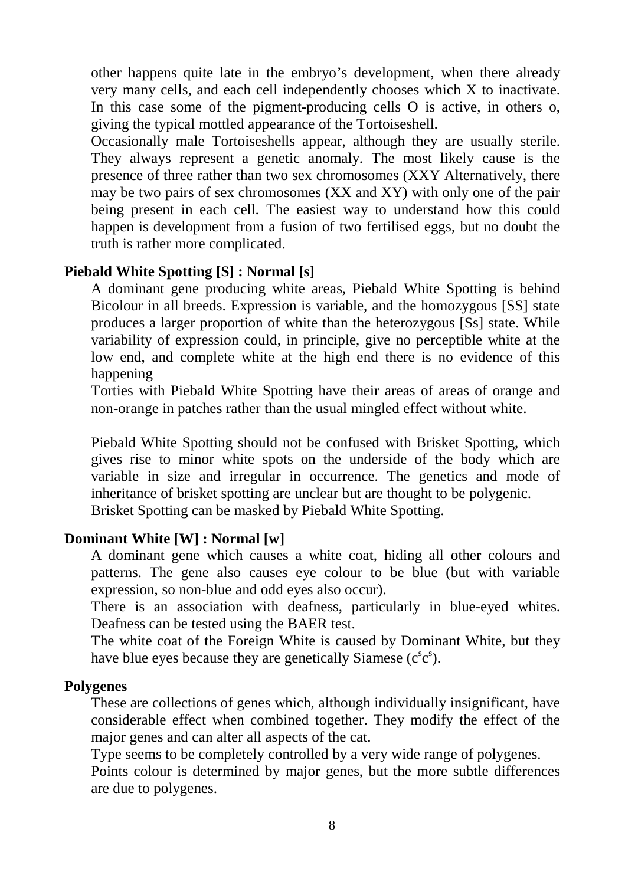other happens quite late in the embryo's development, when there already very many cells, and each cell independently chooses which X to inactivate. In this case some of the pigment-producing cells O is active, in others o, giving the typical mottled appearance of the Tortoiseshell.

Occasionally male Tortoiseshells appear, although they are usually sterile. They always represent a genetic anomaly. The most likely cause is the presence of three rather than two sex chromosomes (XXY Alternatively, there may be two pairs of sex chromosomes (XX and XY) with only one of the pair being present in each cell. The easiest way to understand how this could happen is development from a fusion of two fertilised eggs, but no doubt the truth is rather more complicated.

**Piebald White Spotting [S] : Normal [s]**

A dominant gene producing white areas, Piebald White Spotting is behind Bicolour in all breeds. Expression is variable, and the homozygous [SS] state produces a larger proportion of white than the heterozygous [Ss] state. While variability of expression could, in principle, give no perceptible white at the low end, and complete white at the high end there is no evidence of this happening

Torties with Piebald White Spotting have their areas of areas of orange and non-orange in patches rather than the usual mingled effect without white.

Piebald White Spotting should not be confused with Brisket Spotting, which gives rise to minor white spots on the underside of the body which are variable in size and irregular in occurrence. The genetics and mode of inheritance of brisket spotting are unclear but are thought to be polygenic.

Brisket Spotting can be masked by Piebald White Spotting.

**Dominant White [W] : Normal [w]**

A dominant gene which causes a white coat, hiding all other colours and patterns. The gene also causes eye colour to be blue (but with variable expression, so non-blue and odd eyes also occur).

There is an association with deafness, particularly in blue-eyed whites. Deafness can be tested using the BAER test.

The white coat of the Foreign White is caused by Dominant White, but they have blue eyes because they are genetically Siamese ($c^s c^s$).

**Polygenes**

These are collections of genes which, although individually insignificant, have considerable effect when combined together. They modify the effect of the major genes and can alter all aspects of the cat.

Type seems to be completely controlled by a very wide range of polygenes.

Points colour is determined by major genes, but the more subtle differences are due to polygenes.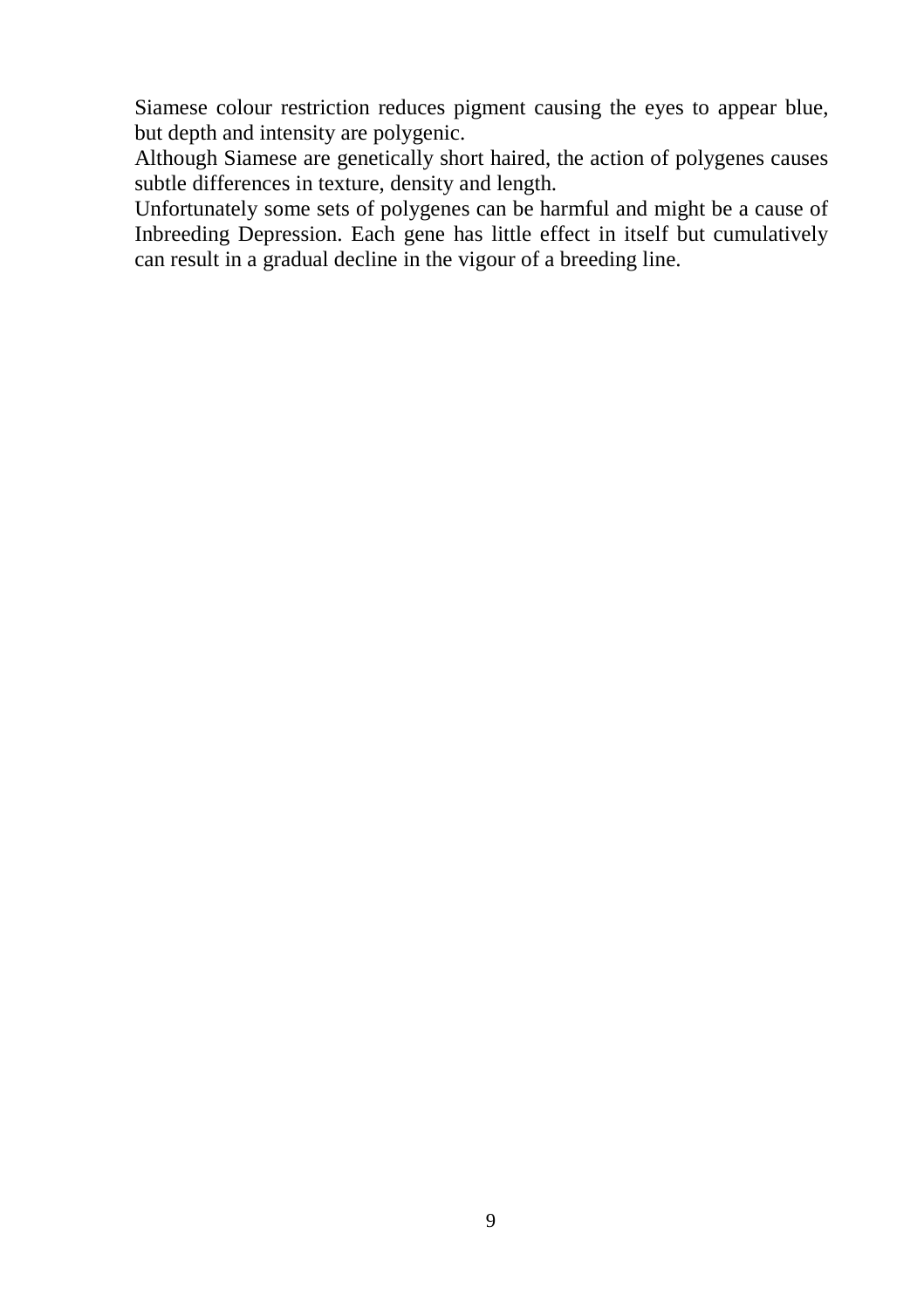Siamese colour restriction reduces pigment causing the eyes to appear blue, but depth and intensity are polygenic.

Although Siamese are genetically short haired, the action of polygenes causes subtle differences in texture, density and length.

Unfortunately some sets of polygenes can be harmful and might be a cause of Inbreeding Depression. Each gene has little effect in itself but cumulatively can result in a gradual decline in the vigour of a breeding line.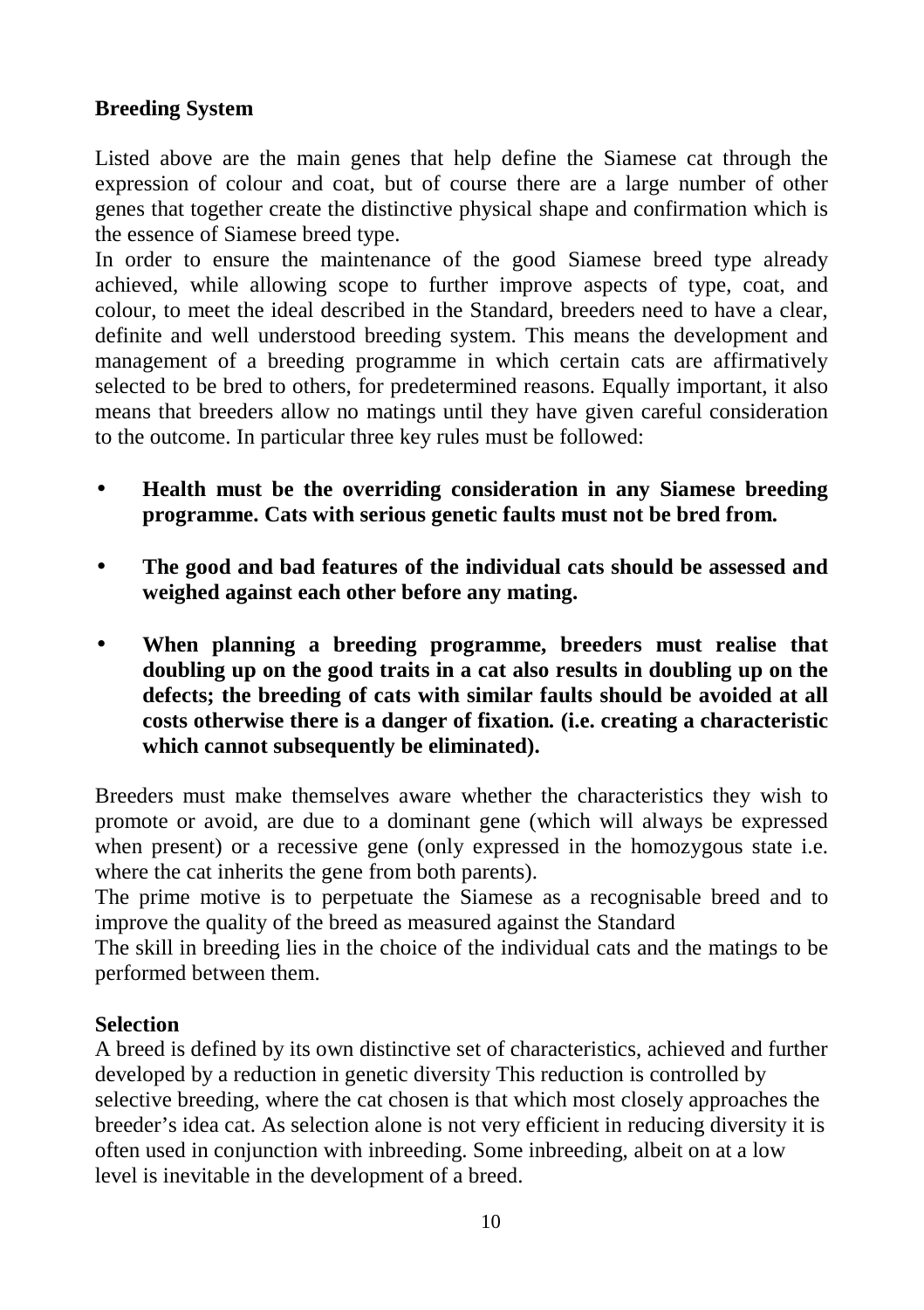## Breeding System

Listed above are the main genes that help define the Siamese cat through the expression of colour and coat, but of course there are a large number of other genes that together create the distinctive physical shape and confirmation which is the essence of Siamese breed type.

In order to ensure the maintenance of the good Siamese breed type already achieved, while allowing scope to further improve aspects of type, coat, and colour, to meet the ideal described in the Standard, breeders need to have a clear, definite and well understood breeding system. This means the development and management of a breeding programme in which certain cats are affirmatively selected to be bred to others, for predetermined reasons. Equally important, it also means that breeders allow no matings until they have given careful consideration to the outcome. In particular three key rules must be followed:

- **Health must be the overriding consideration in any Siamese breeding programme. Cats with serious genetic faults must not be bred from.**

- **The good and bad features of the individual cats should be assessed and weighed against each other before any mating.**

- **When planning a breeding programme, breeders must realise that doubling up on the good traits in a cat also results in doubling up on the defects; the breeding of cats with similar faults should be avoided at all costs otherwise there is a danger of fixation. (i.e. creating a characteristic which cannot subsequently be eliminated).**

Breeders must make themselves aware whether the characteristics they wish to promote or avoid, are due to a dominant gene (which will always be expressed when present) or a recessive gene (only expressed in the homozygous state i.e. where the cat inherits the gene from both parents).

The prime motive is to perpetuate the Siamese as a recognisable breed and to improve the quality of the breed as measured against the Standard

The skill in breeding lies in the choice of the individual cats and the matings to be performed between them.

## Selection

A breed is defined by its own distinctive set of characteristics, achieved and further developed by a reduction in genetic diversity This reduction is controlled by selective breeding, where the cat chosen is that which most closely approaches the breeder's idea cat. As selection alone is not very efficient in reducing diversity it is often used in conjunction with inbreeding. Some inbreeding, albeit on at a low level is inevitable in the development of a breed.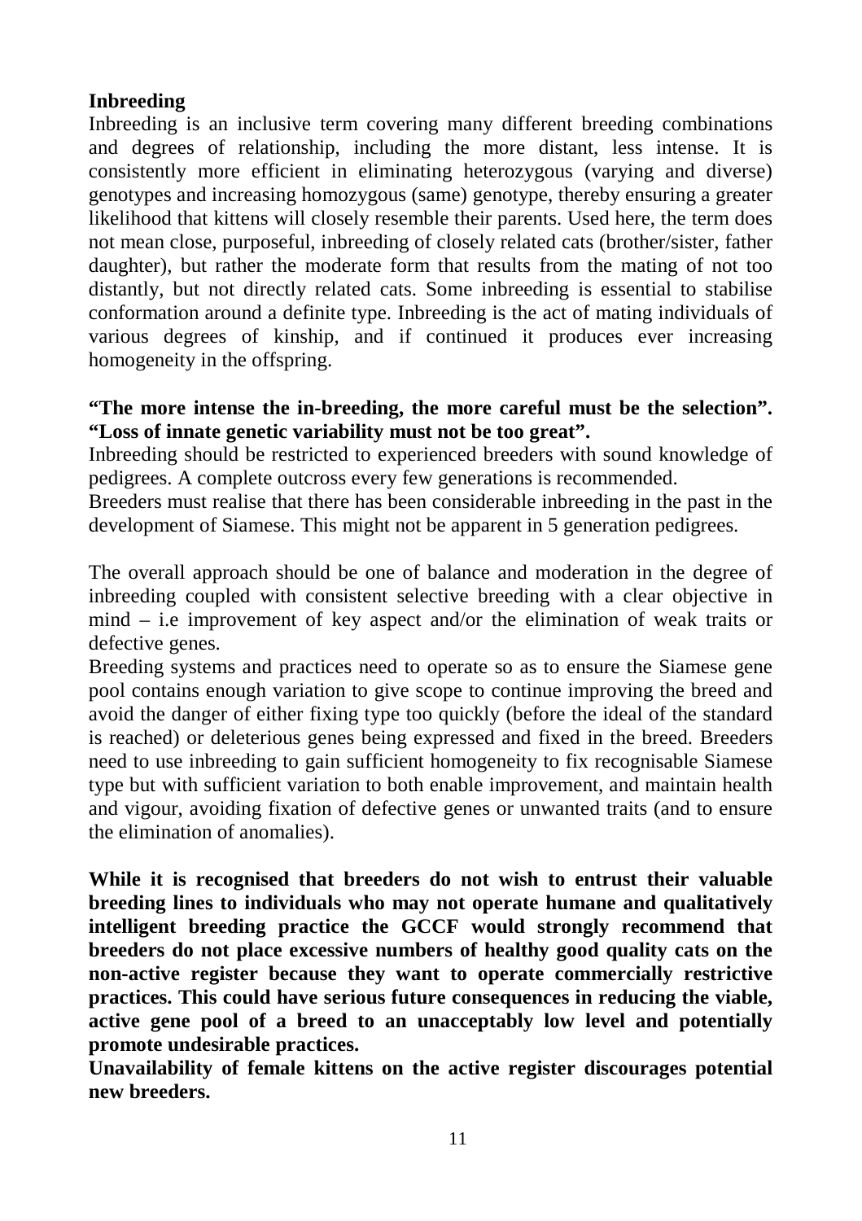**Inbreeding**

Inbreeding is an inclusive term covering many different breeding combinations and degrees of relationship, including the more distant, less intense. It is consistently more efficient in eliminating heterozygous (varying and diverse) genotypes and increasing homozygous (same) genotype, thereby ensuring a greater likelihood that kittens will closely resemble their parents. Used here, the term does not mean close, purposeful, inbreeding of closely related cats (brother/sister, father daughter), but rather the moderate form that results from the mating of not too distantly, but not directly related cats. Some inbreeding is essential to stabilise conformation around a definite type. Inbreeding is the act of mating individuals of various degrees of kinship, and if continued it produces ever increasing homogeneity in the offspring.

**"The more intense the in-breeding, the more careful must be the selection". "Loss of innate genetic variability must not be too great".**

Inbreeding should be restricted to experienced breeders with sound knowledge of pedigrees. A complete outcross every few generations is recommended.

Breeders must realise that there has been considerable inbreeding in the past in the development of Siamese. This might not be apparent in 5 generation pedigrees.

The overall approach should be one of balance and moderation in the degree of inbreeding coupled with consistent selective breeding with a clear objective in mind – i.e improvement of key aspect and/or the elimination of weak traits or defective genes.

Breeding systems and practices need to operate so as to ensure the Siamese gene pool contains enough variation to give scope to continue improving the breed and avoid the danger of either fixing type too quickly (before the ideal of the standard is reached) or deleterious genes being expressed and fixed in the breed. Breeders need to use inbreeding to gain sufficient homogeneity to fix recognisable Siamese type but with sufficient variation to both enable improvement, and maintain health and vigour, avoiding fixation of defective genes or unwanted traits (and to ensure the elimination of anomalies).

**While it is recognised that breeders do not wish to entrust their valuable breeding lines to individuals who may not operate humane and qualitatively intelligent breeding practice the GCCF would strongly recommend that breeders do not place excessive numbers of healthy good quality cats on the non-active register because they want to operate commercially restrictive practices. This could have serious future consequences in reducing the viable, active gene pool of a breed to an unacceptably low level and potentially promote undesirable practices.**

**Unavailability of female kittens on the active register discourages potential new breeders.**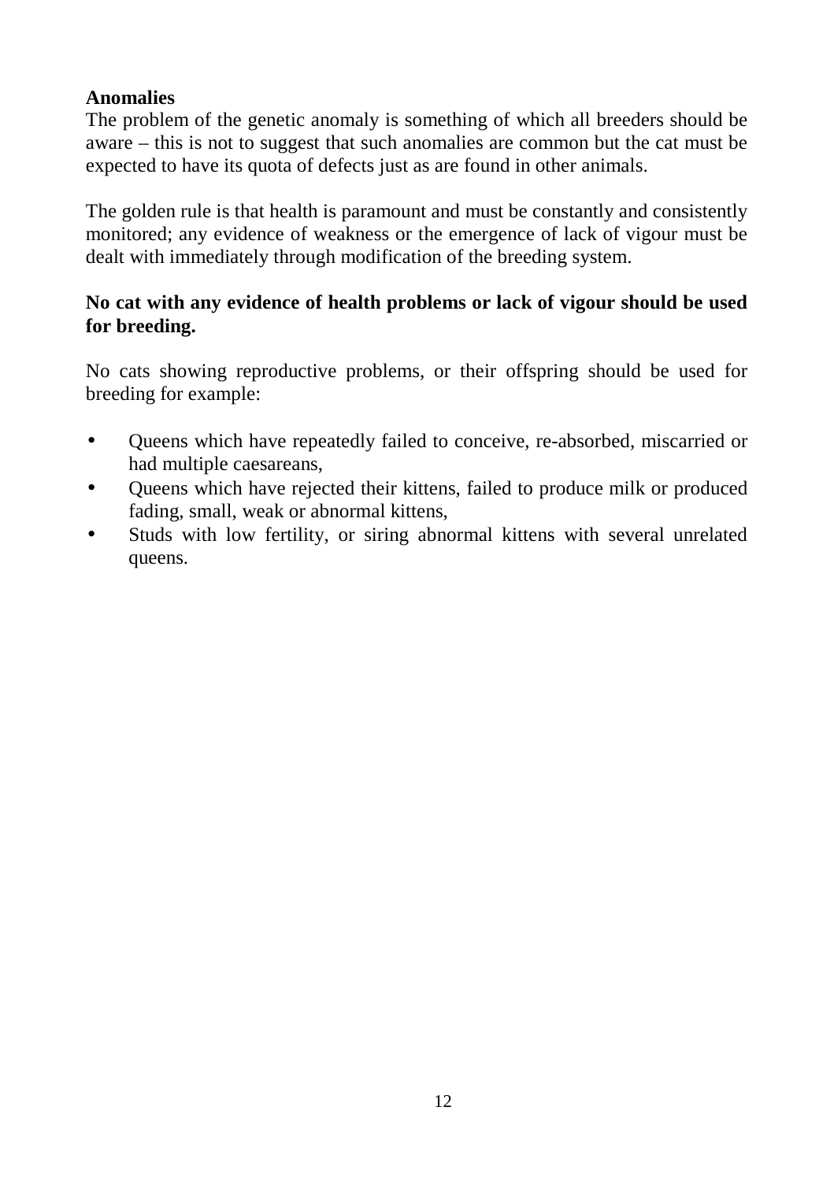**Anomalies**

The problem of the genetic anomaly is something of which all breeders should be aware – this is not to suggest that such anomalies are common but the cat must be expected to have its quota of defects just as are found in other animals.

The golden rule is that health is paramount and must be constantly and consistently monitored; any evidence of weakness or the emergence of lack of vigour must be dealt with immediately through modification of the breeding system.

**No cat with any evidence of health problems or lack of vigour should be used for breeding.**

No cats showing reproductive problems, or their offspring should be used for breeding for example:

- Queens which have repeatedly failed to conceive, re-absorbed, miscarried or had multiple caesareans,
- Queens which have rejected their kittens, failed to produce milk or produced fading, small, weak or abnormal kittens,
- Studs with low fertility, or siring abnormal kittens with several unrelated queens.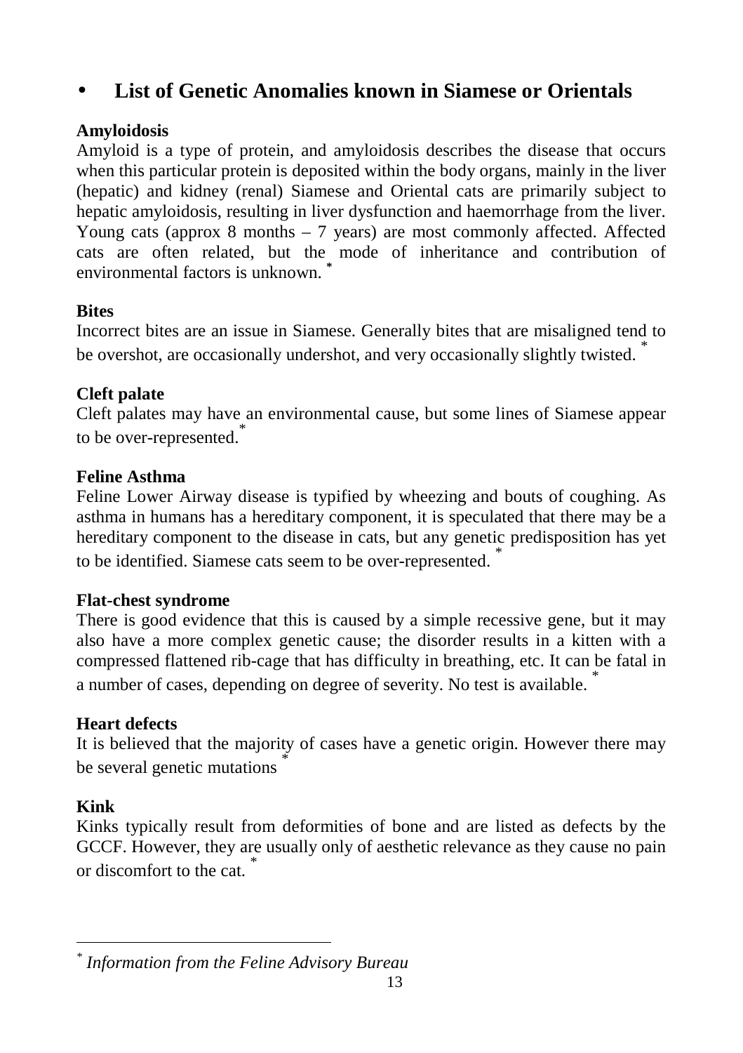## List of Genetic Anomalies known in Siamese or Orientals

**Amyloidosis**
Amyloid is a type of protein, and amyloidosis describes the disease that occurs when this particular protein is deposited within the body organs, mainly in the liver (hepatic) and kidney (renal) Siamese and Oriental cats are primarily subject to hepatic amyloidosis, resulting in liver dysfunction and haemorrhage from the liver. Young cats (approx 8 months – 7 years) are most commonly affected. Affected cats are often related, but the mode of inheritance and contribution of environmental factors is unknown. [*]

**Bites**
Incorrect bites are an issue in Siamese. Generally bites that are misaligned tend to be overshot, are occasionally undershot, and very occasionally slightly twisted. [*]

**Cleft palate**
Cleft palates may have an environmental cause, but some lines of Siamese appear to be over-represented.[*]

**Feline Asthma**
Feline Lower Airway disease is typified by wheezing and bouts of coughing. As asthma in humans has a hereditary component, it is speculated that there may be a hereditary component to the disease in cats, but any genetic predisposition has yet to be identified. Siamese cats seem to be over-represented. [*]

**Flat-chest syndrome**
There is good evidence that this is caused by a simple recessive gene, but it may also have a more complex genetic cause; the disorder results in a kitten with a compressed flattened rib-cage that has difficulty in breathing, etc. It can be fatal in a number of cases, depending on degree of severity. No test is available. [*]

**Heart defects**
It is believed that the majority of cases have a genetic origin. However there may be several genetic mutations [*]

**Kink**
Kinks typically result from deformities of bone and are listed as defects by the GCCF. However, they are usually only of aesthetic relevance as they cause no pain or discomfort to the cat. [*]

---

[*] *Information from the Feline Advisory Bureau*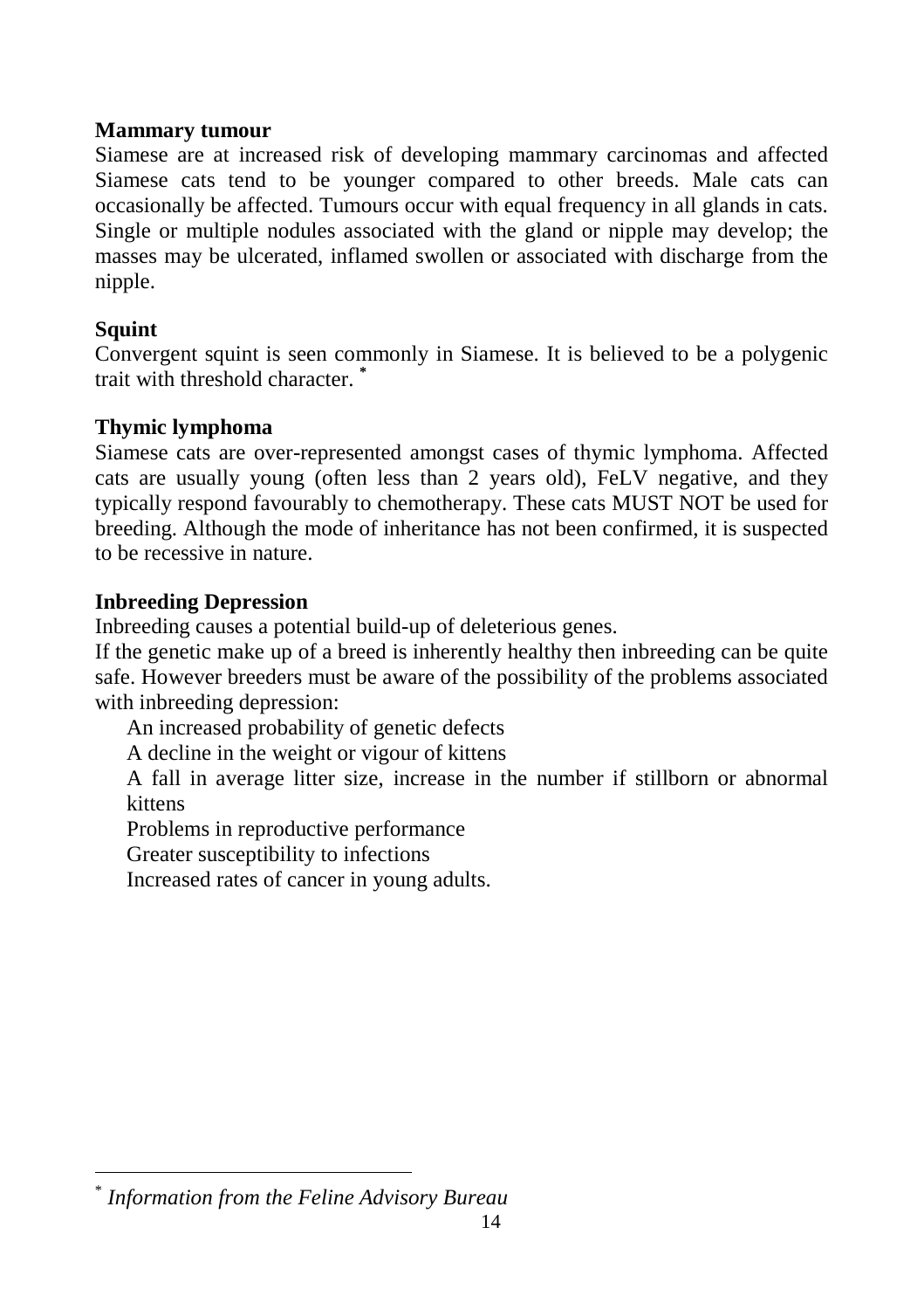**Mammary tumour**

Siamese are at increased risk of developing mammary carcinomas and affected Siamese cats tend to be younger compared to other breeds. Male cats can occasionally be affected. Tumours occur with equal frequency in all glands in cats. Single or multiple nodules associated with the gland or nipple may develop; the masses may be ulcerated, inflamed swollen or associated with discharge from the nipple.

**Squint**

Convergent squint is seen commonly in Siamese. It is believed to be a polygenic trait with threshold character. *

**Thymic lymphoma**

Siamese cats are over-represented amongst cases of thymic lymphoma. Affected cats are usually young (often less than 2 years old), FeLV negative, and they typically respond favourably to chemotherapy. These cats MUST NOT be used for breeding. Although the mode of inheritance has not been confirmed, it is suspected to be recessive in nature.

**Inbreeding Depression**

Inbreeding causes a potential build-up of deleterious genes.

If the genetic make up of a breed is inherently healthy then inbreeding can be quite safe. However breeders must be aware of the possibility of the problems associated with inbreeding depression:

- An increased probability of genetic defects
- A decline in the weight or vigour of kittens
- A fall in average litter size, increase in the number if stillborn or abnormal kittens
- Problems in reproductive performance
- Greater susceptibility to infections
- Increased rates of cancer in young adults.

---

* *Information from the Feline Advisory Bureau*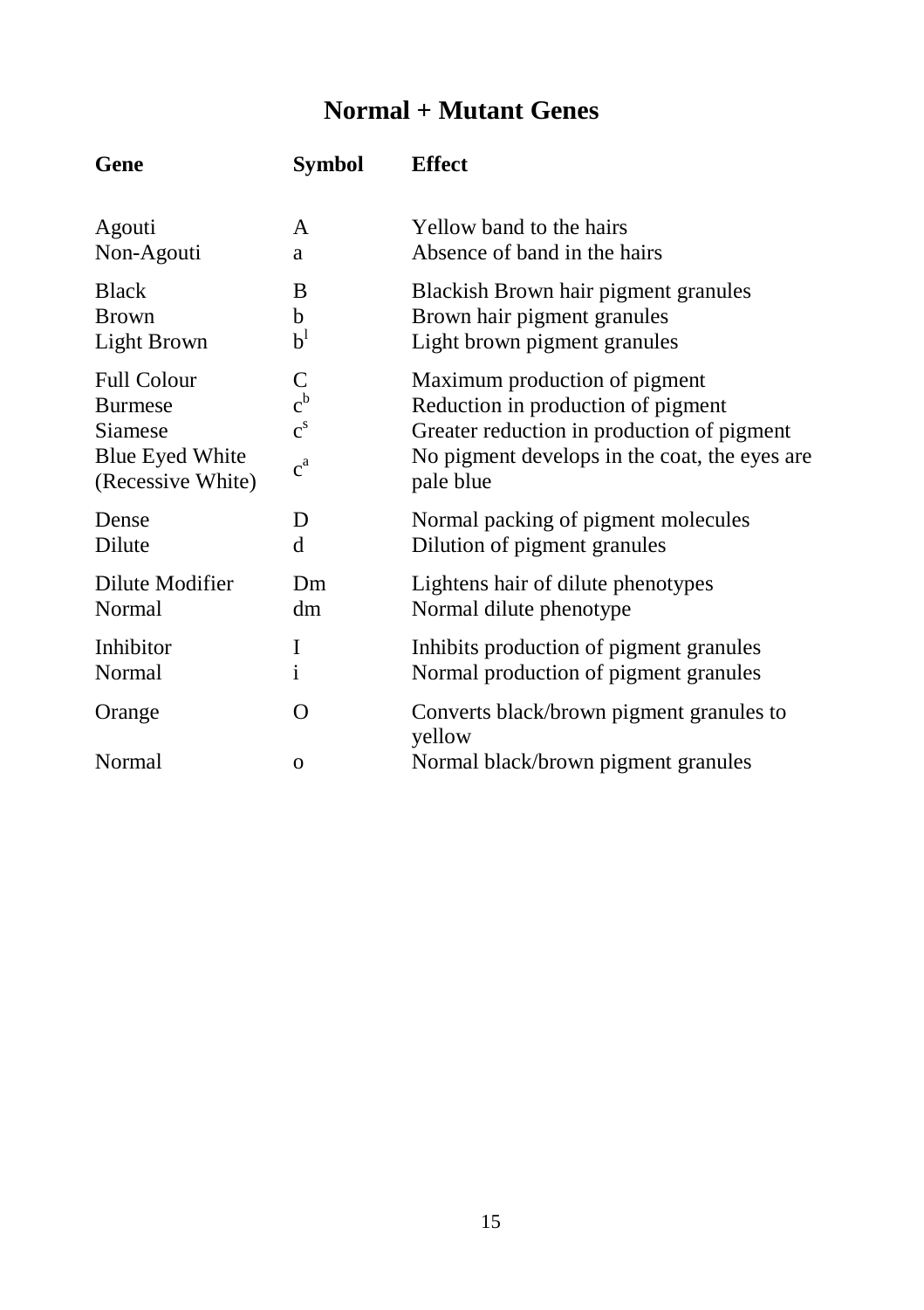# Normal + Mutant Genes

| Gene | Symbol | Effect |
|---|---|---|
| Agouti | A | Yellow band to the hairs |
| Non-Agouti | a | Absence of band in the hairs |
| Black | B | Blackish Brown hair pigment granules |
| Brown | b | Brown hair pigment granules |
| Light Brown | $b^l$ | Light brown pigment granules |
| Full Colour | C | Maximum production of pigment |
| Burmese | $c^b$ | Reduction in production of pigment |
| Siamese | $c^s$ | Greater reduction in production of pigment |
| Blue Eyed White (Recessive White) | $c^a$ | No pigment develops in the coat, the eyes are pale blue |
| Dense | D | Normal packing of pigment molecules |
| Dilute | d | Dilution of pigment granules |
| Dilute Modifier | Dm | Lightens hair of dilute phenotypes |
| Normal | dm | Normal dilute phenotype |
| Inhibitor | I | Inhibits production of pigment granules |
| Normal | i | Normal production of pigment granules |
| Orange | O | Converts black/brown pigment granules to yellow |
| Normal | o | Normal black/brown pigment granules |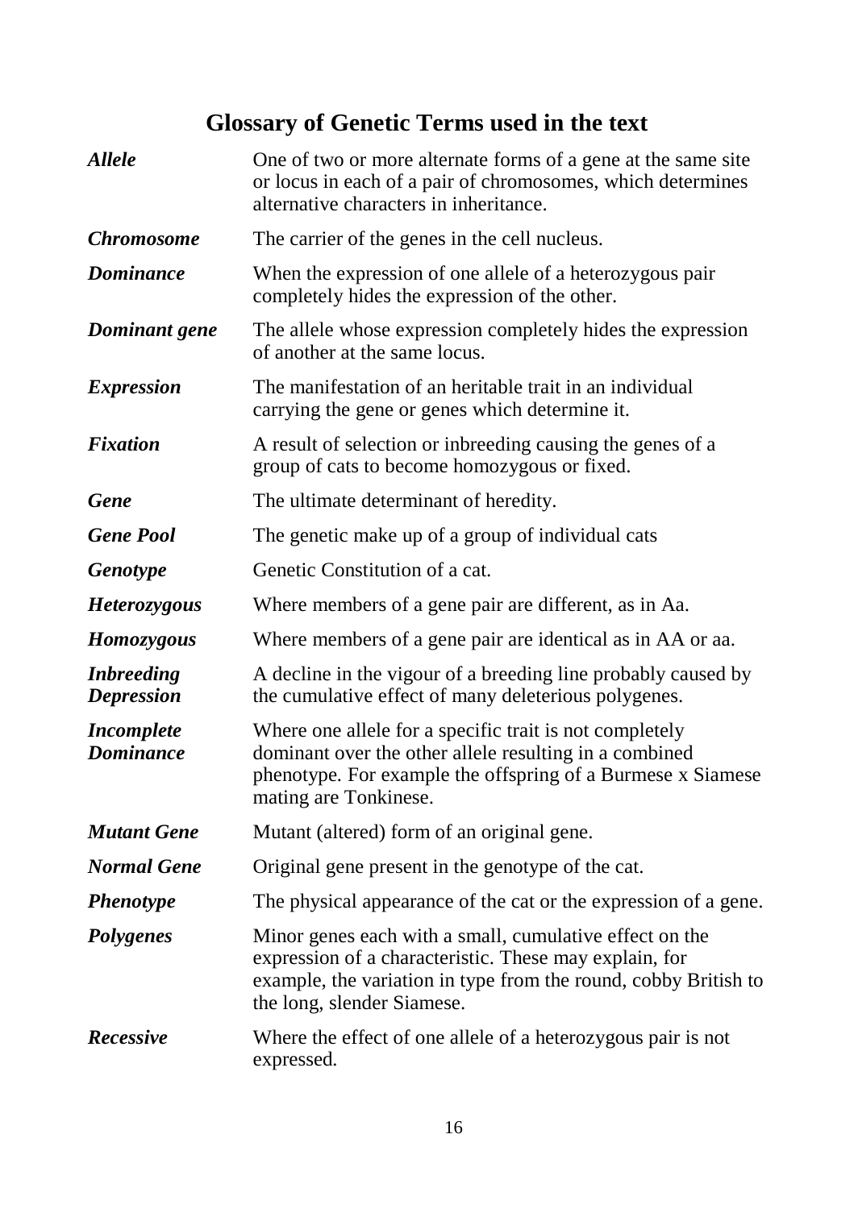## Glossary of Genetic Terms used in the text

***Allele*** One of two or more alternate forms of a gene at the same site or locus in each of a pair of chromosomes, which determines alternative characters in inheritance.

***Chromosome*** The carrier of the genes in the cell nucleus.

***Dominance*** When the expression of one allele of a heterozygous pair completely hides the expression of the other.

***Dominant gene*** The allele whose expression completely hides the expression of another at the same locus.

***Expression*** The manifestation of an heritable trait in an individual carrying the gene or genes which determine it.

***Fixation*** A result of selection or inbreeding causing the genes of a group of cats to become homozygous or fixed.

***Gene*** The ultimate determinant of heredity.

***Gene Pool*** The genetic make up of a group of individual cats

***Genotype*** Genetic Constitution of a cat.

***Heterozygous*** Where members of a gene pair are different, as in Aa.

***Homozygous*** Where members of a gene pair are identical as in AA or aa.

***Inbreeding Depression*** A decline in the vigour of a breeding line probably caused by the cumulative effect of many deleterious polygenes.

***Incomplete Dominance*** Where one allele for a specific trait is not completely dominant over the other allele resulting in a combined phenotype. For example the offspring of a Burmese x Siamese mating are Tonkinese.

***Mutant Gene*** Mutant (altered) form of an original gene.

***Normal Gene*** Original gene present in the genotype of the cat.

***Phenotype*** The physical appearance of the cat or the expression of a gene.

***Polygenes*** Minor genes each with a small, cumulative effect on the expression of a characteristic. These may explain, for example, the variation in type from the round, cobby British to the long, slender Siamese.

***Recessive*** Where the effect of one allele of a heterozygous pair is not expressed.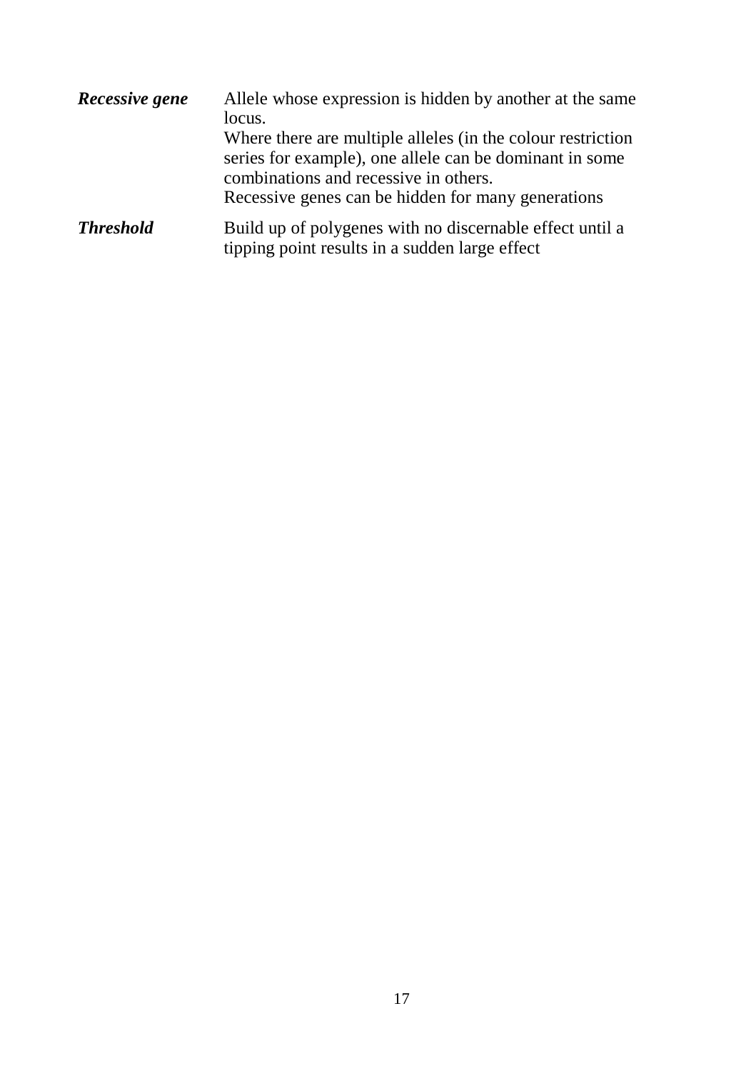| | |
|---|---|
| ***Recessive gene*** | Allele whose expression is hidden by another at the same locus.<br>Where there are multiple alleles (in the colour restriction series for example), one allele can be dominant in some combinations and recessive in others.<br>Recessive genes can be hidden for many generations |
| ***Threshold*** | Build up of polygenes with no discernable effect until a tipping point results in a sudden large effect |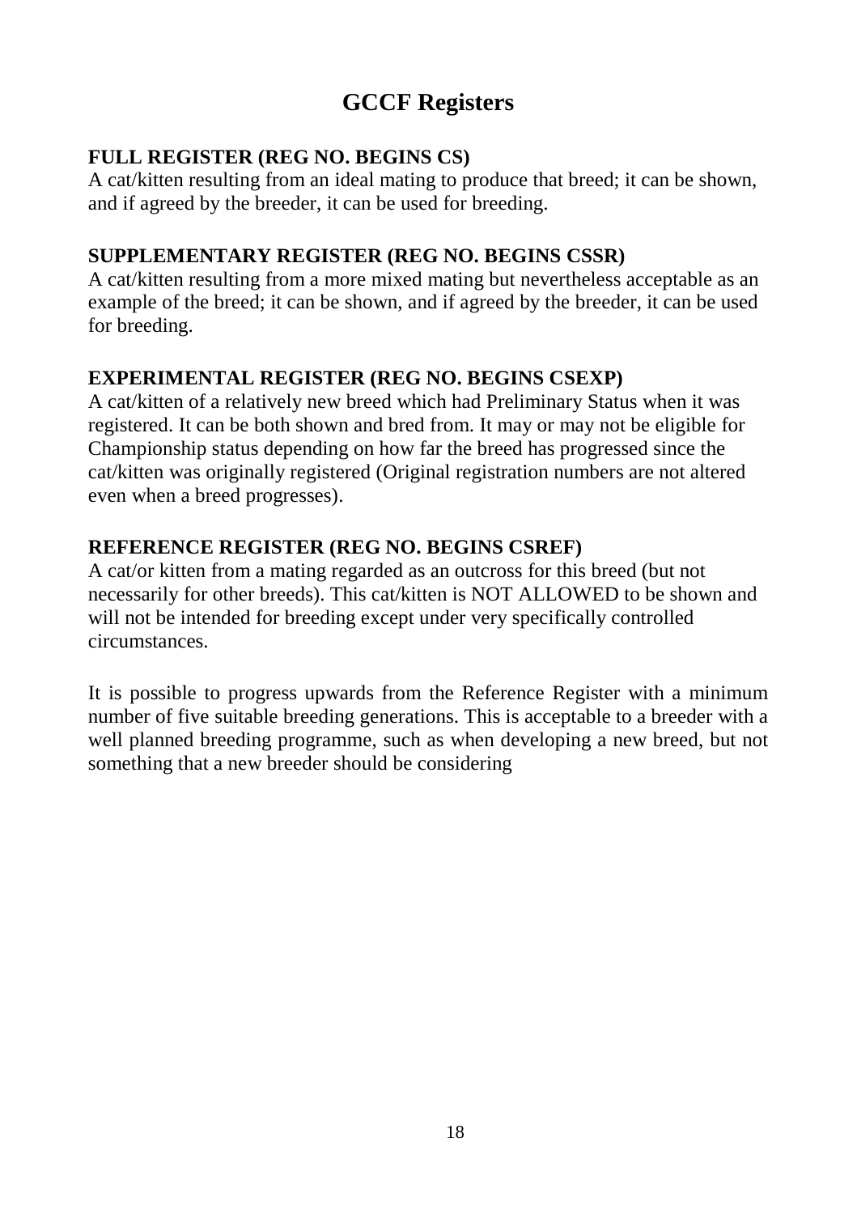# GCCF Registers

### FULL REGISTER (REG NO. BEGINS CS)

A cat/kitten resulting from an ideal mating to produce that breed; it can be shown, and if agreed by the breeder, it can be used for breeding.

### SUPPLEMENTARY REGISTER (REG NO. BEGINS CSSR)

A cat/kitten resulting from a more mixed mating but nevertheless acceptable as an example of the breed; it can be shown, and if agreed by the breeder, it can be used for breeding.

### EXPERIMENTAL REGISTER (REG NO. BEGINS CSEXP)

A cat/kitten of a relatively new breed which had Preliminary Status when it was registered. It can be both shown and bred from. It may or may not be eligible for Championship status depending on how far the breed has progressed since the cat/kitten was originally registered (Original registration numbers are not altered even when a breed progresses).

### REFERENCE REGISTER (REG NO. BEGINS CSREF)

A cat/or kitten from a mating regarded as an outcross for this breed (but not necessarily for other breeds). This cat/kitten is NOT ALLOWED to be shown and will not be intended for breeding except under very specifically controlled circumstances.

It is possible to progress upwards from the Reference Register with a minimum number of five suitable breeding generations. This is acceptable to a breeder with a well planned breeding programme, such as when developing a new breed, but not something that a new breeder should be considering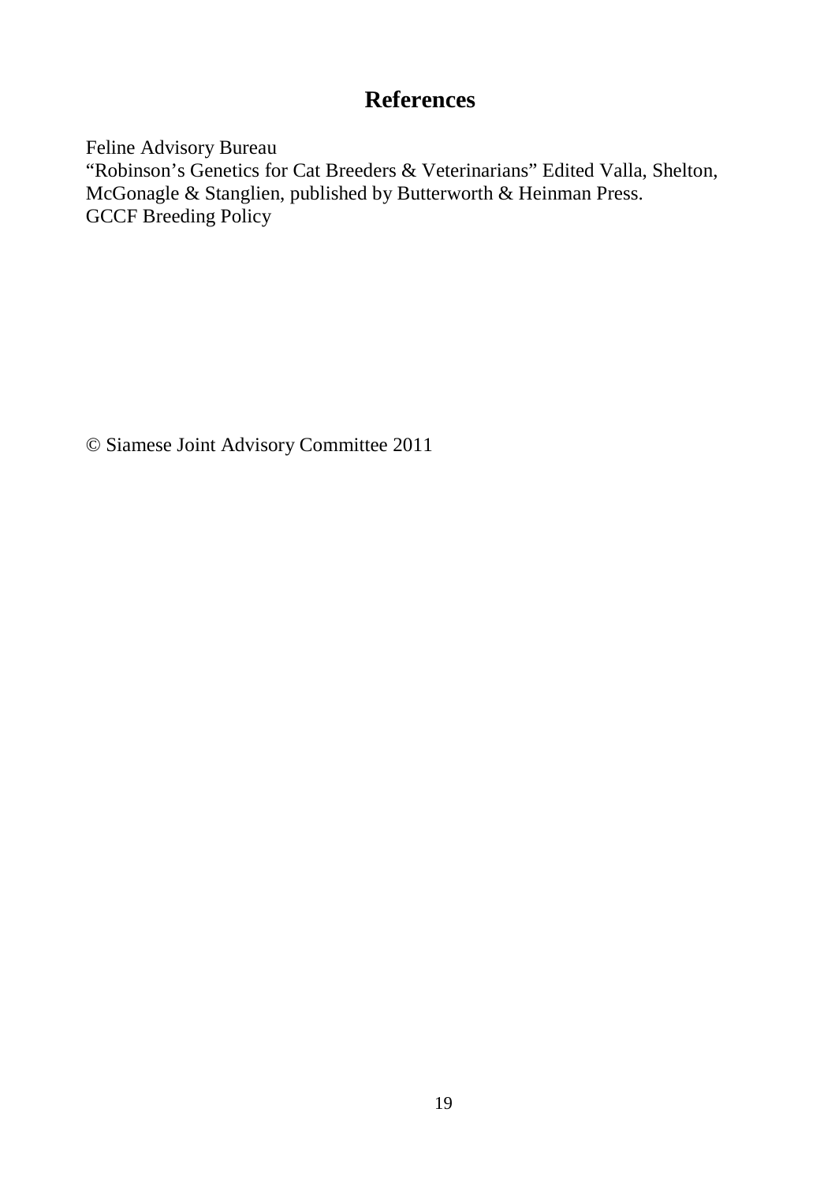# References

Feline Advisory Bureau
"Robinson's Genetics for Cat Breeders & Veterinarians" Edited Valla, Shelton, McGonagle & Stanglien, published by Butterworth & Heinman Press.
GCCF Breeding Policy

© Siamese Joint Advisory Committee 2011